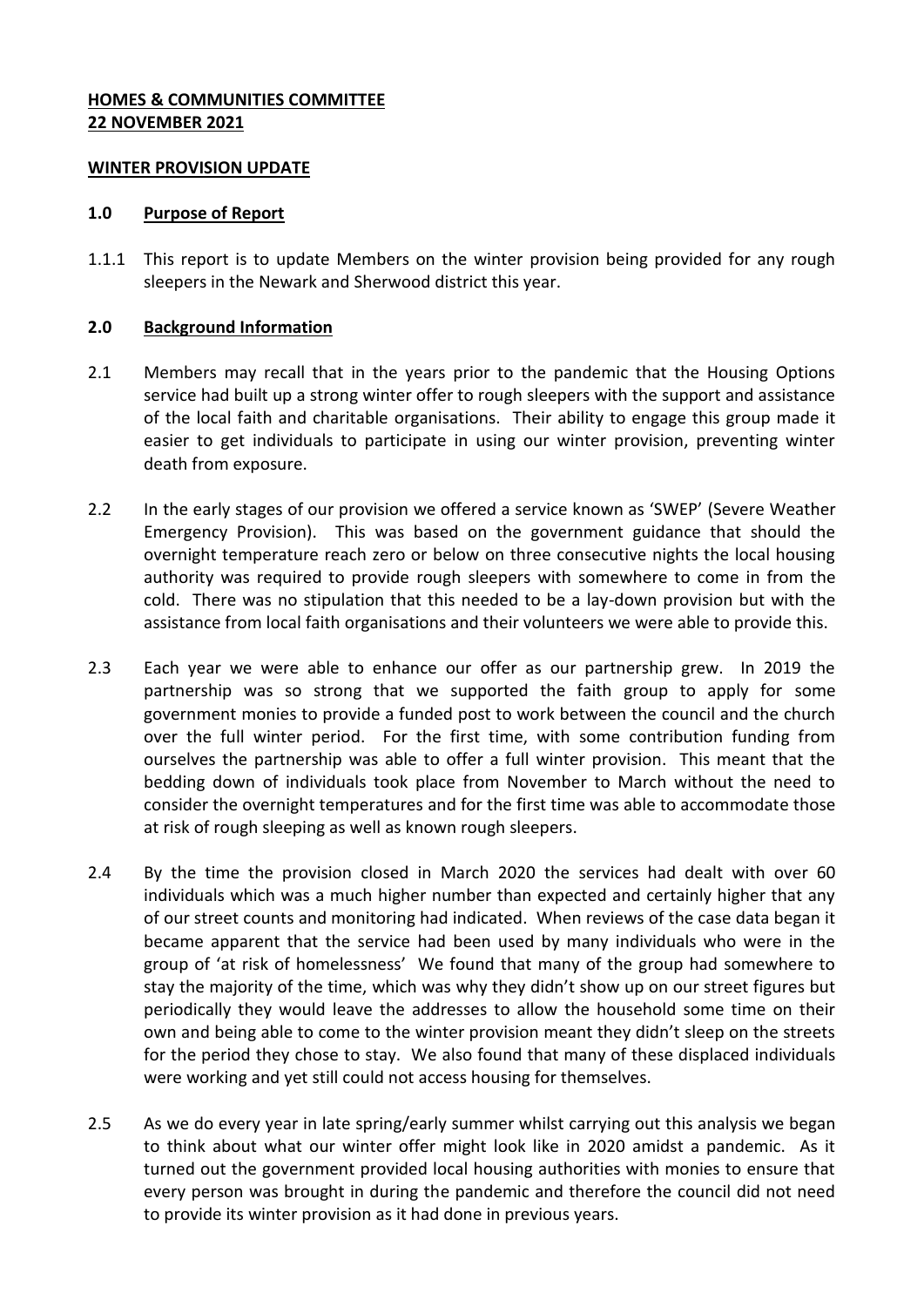**HOMES & COMMUNITIES COMMITTEE**
**22 NOVEMBER 2021**

**WINTER PROVISION UPDATE**

## 1.0 Purpose of Report

1.1.1 This report is to update Members on the winter provision being provided for any rough sleepers in the Newark and Sherwood district this year.

## 2.0 Background Information

2.1 Members may recall that in the years prior to the pandemic that the Housing Options service had built up a strong winter offer to rough sleepers with the support and assistance of the local faith and charitable organisations. Their ability to engage this group made it easier to get individuals to participate in using our winter provision, preventing winter death from exposure.

2.2 In the early stages of our provision we offered a service known as 'SWEP' (Severe Weather Emergency Provision). This was based on the government guidance that should the overnight temperature reach zero or below on three consecutive nights the local housing authority was required to provide rough sleepers with somewhere to come in from the cold. There was no stipulation that this needed to be a lay-down provision but with the assistance from local faith organisations and their volunteers we were able to provide this.

2.3 Each year we were able to enhance our offer as our partnership grew. In 2019 the partnership was so strong that we supported the faith group to apply for some government monies to provide a funded post to work between the council and the church over the full winter period. For the first time, with some contribution funding from ourselves the partnership was able to offer a full winter provision. This meant that the bedding down of individuals took place from November to March without the need to consider the overnight temperatures and for the first time was able to accommodate those at risk of rough sleeping as well as known rough sleepers.

2.4 By the time the provision closed in March 2020 the services had dealt with over 60 individuals which was a much higher number than expected and certainly higher that any of our street counts and monitoring had indicated. When reviews of the case data began it became apparent that the service had been used by many individuals who were in the group of 'at risk of homelessness' We found that many of the group had somewhere to stay the majority of the time, which was why they didn't show up on our street figures but periodically they would leave the addresses to allow the household some time on their own and being able to come to the winter provision meant they didn't sleep on the streets for the period they chose to stay. We also found that many of these displaced individuals were working and yet still could not access housing for themselves.

2.5 As we do every year in late spring/early summer whilst carrying out this analysis we began to think about what our winter offer might look like in 2020 amidst a pandemic. As it turned out the government provided local housing authorities with monies to ensure that every person was brought in during the pandemic and therefore the council did not need to provide its winter provision as it had done in previous years.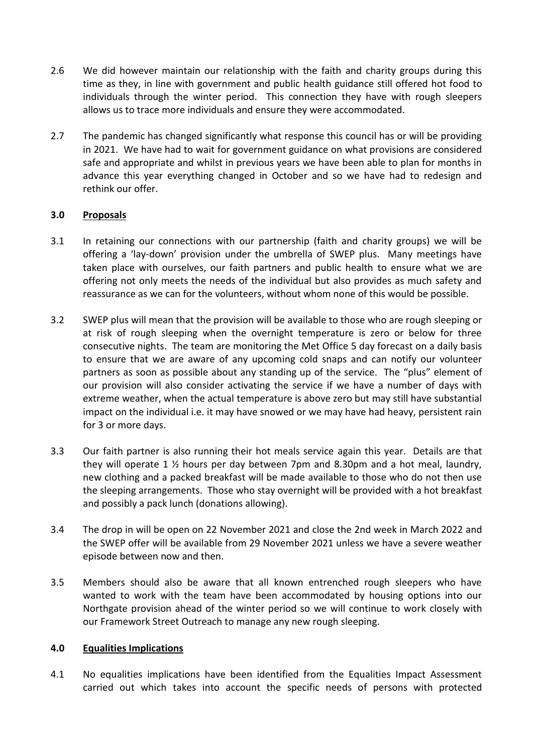2.6 We did however maintain our relationship with the faith and charity groups during this time as they, in line with government and public health guidance still offered hot food to individuals through the winter period. This connection they have with rough sleepers allows us to trace more individuals and ensure they were accommodated.

2.7 The pandemic has changed significantly what response this council has or will be providing in 2021. We have had to wait for government guidance on what provisions are considered safe and appropriate and whilst in previous years we have been able to plan for months in advance this year everything changed in October and so we have had to redesign and rethink our offer.

## 3.0 Proposals

3.1 In retaining our connections with our partnership (faith and charity groups) we will be offering a 'lay-down' provision under the umbrella of SWEP plus. Many meetings have taken place with ourselves, our faith partners and public health to ensure what we are offering not only meets the needs of the individual but also provides as much safety and reassurance as we can for the volunteers, without whom none of this would be possible.

3.2 SWEP plus will mean that the provision will be available to those who are rough sleeping or at risk of rough sleeping when the overnight temperature is zero or below for three consecutive nights. The team are monitoring the Met Office 5 day forecast on a daily basis to ensure that we are aware of any upcoming cold snaps and can notify our volunteer partners as soon as possible about any standing up of the service. The "plus" element of our provision will also consider activating the service if we have a number of days with extreme weather, when the actual temperature is above zero but may still have substantial impact on the individual i.e. it may have snowed or we may have had heavy, persistent rain for 3 or more days.

3.3 Our faith partner is also running their hot meals service again this year. Details are that they will operate 1 ½ hours per day between 7pm and 8.30pm and a hot meal, laundry, new clothing and a packed breakfast will be made available to those who do not then use the sleeping arrangements. Those who stay overnight will be provided with a hot breakfast and possibly a pack lunch (donations allowing).

3.4 The drop in will be open on 22 November 2021 and close the 2nd week in March 2022 and the SWEP offer will be available from 29 November 2021 unless we have a severe weather episode between now and then.

3.5 Members should also be aware that all known entrenched rough sleepers who have wanted to work with the team have been accommodated by housing options into our Northgate provision ahead of the winter period so we will continue to work closely with our Framework Street Outreach to manage any new rough sleeping.

## 4.0 Equalities Implications

4.1 No equalities implications have been identified from the Equalities Impact Assessment carried out which takes into account the specific needs of persons with protected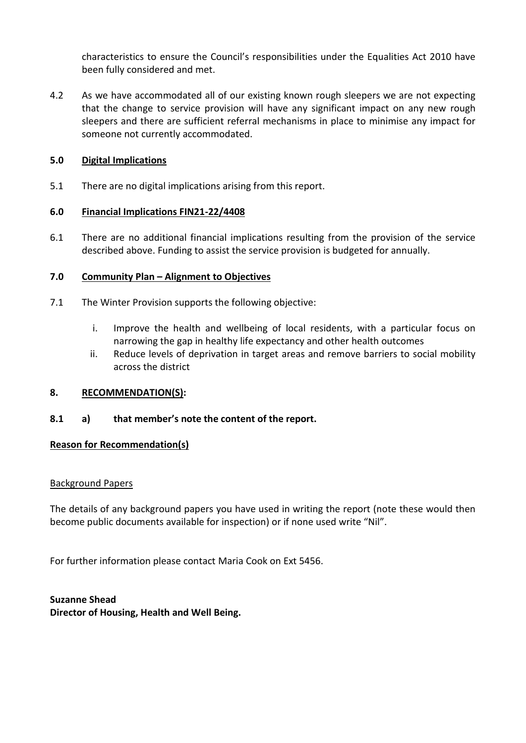characteristics to ensure the Council's responsibilities under the Equalities Act 2010 have been fully considered and met.

4.2 As we have accommodated all of our existing known rough sleepers we are not expecting that the change to service provision will have any significant impact on any new rough sleepers and there are sufficient referral mechanisms in place to minimise any impact for someone not currently accommodated.

## 5.0 Digital Implications

5.1 There are no digital implications arising from this report.

## 6.0 Financial Implications FIN21-22/4408

6.1 There are no additional financial implications resulting from the provision of the service described above. Funding to assist the service provision is budgeted for annually.

## 7.0 Community Plan – Alignment to Objectives

7.1 The Winter Provision supports the following objective:

i. Improve the health and wellbeing of local residents, with a particular focus on narrowing the gap in healthy life expectancy and other health outcomes
ii. Reduce levels of deprivation in target areas and remove barriers to social mobility across the district

## 8. RECOMMENDATION(S):

**8.1 a) that member's note the content of the report.**

**Reason for Recommendation(s)**

Background Papers

The details of any background papers you have used in writing the report (note these would then become public documents available for inspection) or if none used write "Nil".

For further information please contact Maria Cook on Ext 5456.

**Suzanne Shead**
**Director of Housing, Health and Well Being.**